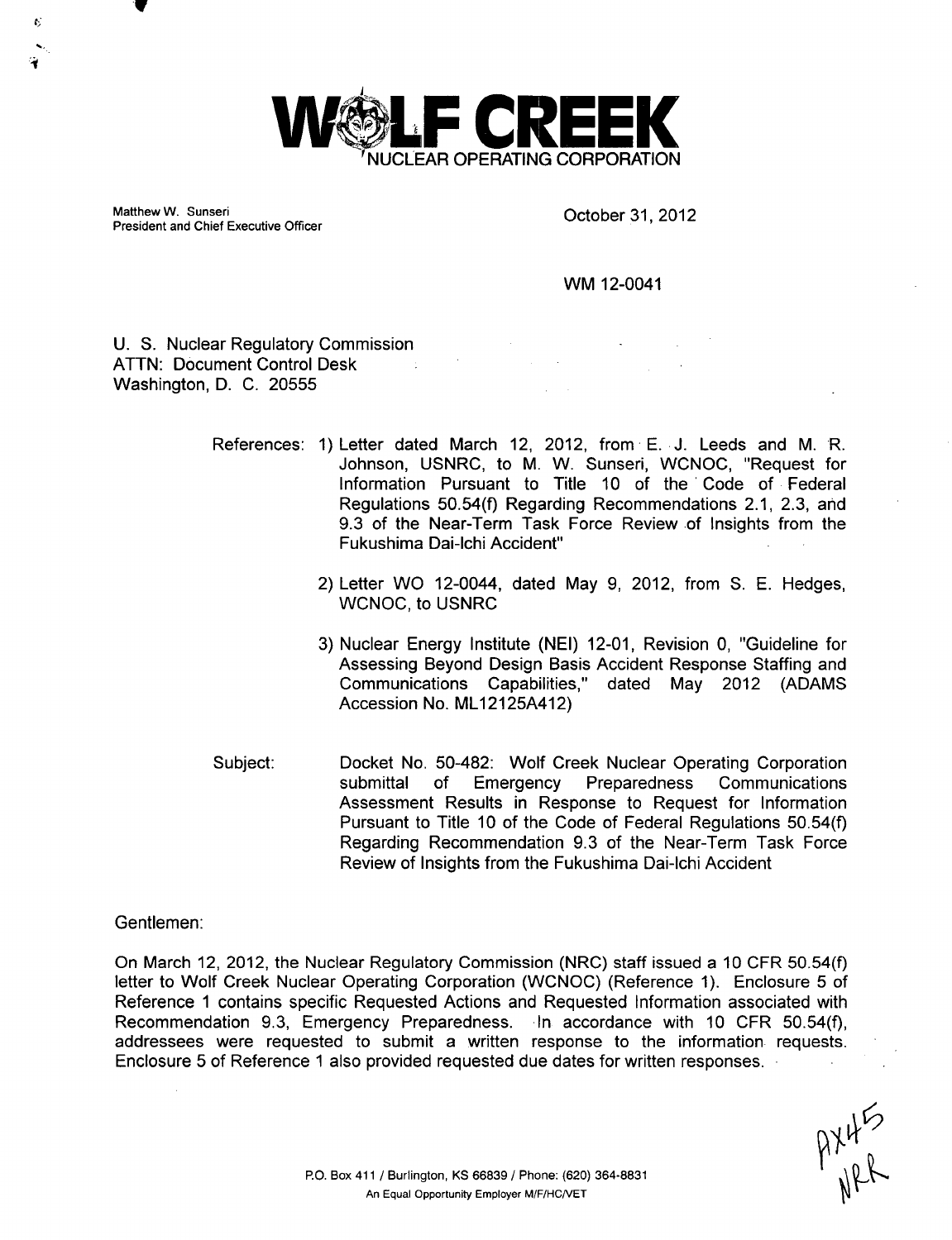# WOLF CREEK
NUCLEAR OPERATING CORPORATION

Matthew W. Sunseri
President and Chief Executive Officer

October 31, 2012

WM 12-0041

U. S. Nuclear Regulatory Commission
ATTN: Document Control Desk
Washington, D. C. 20555

References:
1) Letter dated March 12, 2012, from E. J. Leeds and M. R. Johnson, USNRC, to M. W. Sunseri, WCNOC, "Request for Information Pursuant to Title 10 of the Code of Federal Regulations 50.54(f) Regarding Recommendations 2.1, 2.3, and 9.3 of the Near-Term Task Force Review of Insights from the Fukushima Dai-Ichi Accident"
2) Letter WO 12-0044, dated May 9, 2012, from S. E. Hedges, WCNOC, to USNRC
3) Nuclear Energy Institute (NEI) 12-01, Revision 0, "Guideline for Assessing Beyond Design Basis Accident Response Staffing and Communications Capabilities," dated May 2012 (ADAMS Accession No. ML12125A412)

Subject: Docket No. 50-482: Wolf Creek Nuclear Operating Corporation submittal of Emergency Preparedness Communications Assessment Results in Response to Request for Information Pursuant to Title 10 of the Code of Federal Regulations 50.54(f) Regarding Recommendation 9.3 of the Near-Term Task Force Review of Insights from the Fukushima Dai-Ichi Accident

Gentlemen:

On March 12, 2012, the Nuclear Regulatory Commission (NRC) staff issued a 10 CFR 50.54(f) letter to Wolf Creek Nuclear Operating Corporation (WCNOC) (Reference 1). Enclosure 5 of Reference 1 contains specific Requested Actions and Requested Information associated with Recommendation 9.3, Emergency Preparedness. In accordance with 10 CFR 50.54(f), addressees were requested to submit a written response to the information requests. Enclosure 5 of Reference 1 also provided requested due dates for written responses.

AX45
NRR

P.O. Box 411 / Burlington, KS 66839 / Phone: (620) 364-8831
An Equal Opportunity Employer M/F/HC/VET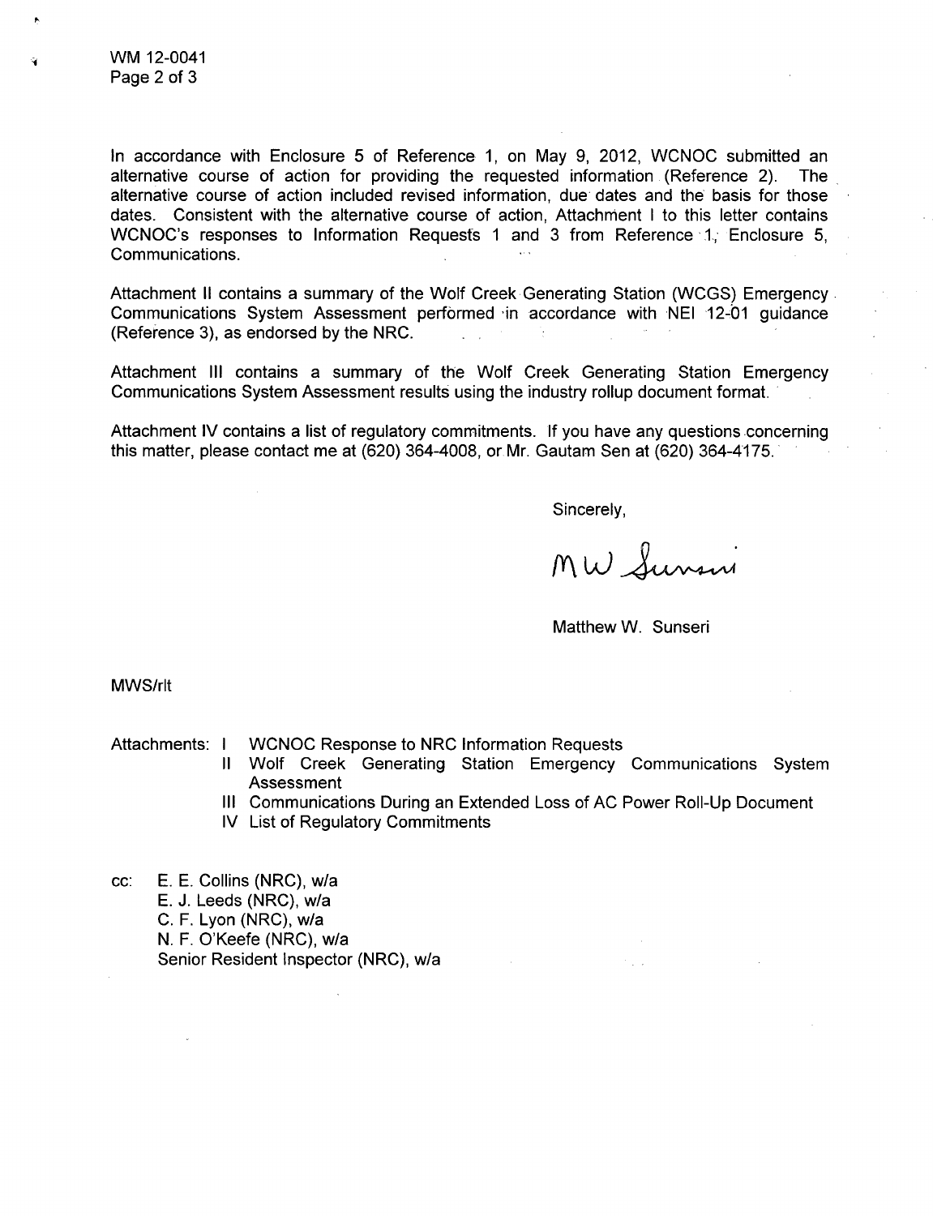In accordance with Enclosure 5 of Reference 1, on May 9, 2012, WCNOC submitted an alternative course of action for providing the requested information (Reference 2). The alternative course of action included revised information, due dates and the basis for those dates. Consistent with the alternative course of action, Attachment I to this letter contains WCNOC's responses to Information Requests 1 and 3 from Reference 1, Enclosure 5, Communications.

Attachment II contains a summary of the Wolf Creek Generating Station (WCGS) Emergency Communications System Assessment performed in accordance with NEI 12-01 guidance (Reference 3), as endorsed by the NRC.

Attachment III contains a summary of the Wolf Creek Generating Station Emergency Communications System Assessment results using the industry rollup document format.

Attachment IV contains a list of regulatory commitments. If you have any questions concerning this matter, please contact me at (620) 364-4008, or Mr. Gautam Sen at (620) 364-4175.

Sincerely,

MW Sunseri

Matthew W. Sunseri

MWS/rlt

Attachments:
- I WCNOC Response to NRC Information Requests
- II Wolf Creek Generating Station Emergency Communications System Assessment
- III Communications During an Extended Loss of AC Power Roll-Up Document
- IV List of Regulatory Commitments

cc: E. E. Collins (NRC), w/a
E. J. Leeds (NRC), w/a
C. F. Lyon (NRC), w/a
N. F. O'Keefe (NRC), w/a
Senior Resident Inspector (NRC), w/a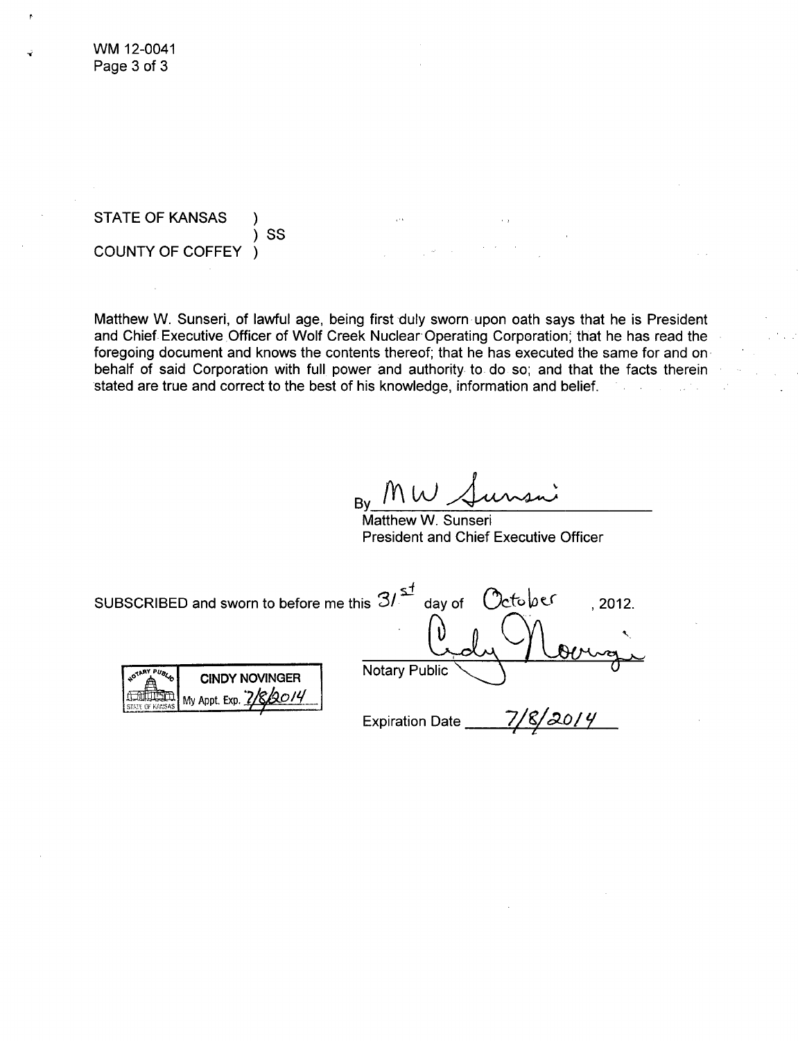STATE OF KANSAS )
) SS
COUNTY OF COFFEY )

Matthew W. Sunseri, of lawful age, being first duly sworn upon oath says that he is President and Chief Executive Officer of Wolf Creek Nuclear Operating Corporation; that he has read the foregoing document and knows the contents thereof; that he has executed the same for and on behalf of said Corporation with full power and authority to do so; and that the facts therein stated are true and correct to the best of his knowledge, information and belief.

By MW Sunseri
Matthew W. Sunseri
President and Chief Executive Officer

SUBSCRIBED and sworn to before me this 31st day of October, 2012.

Notary Public

Expiration Date 7/8/2014

NOTARY PUBLIC — STATE OF KANSAS
CINDY NOVINGER
My Appt. Exp. 7/8/2014